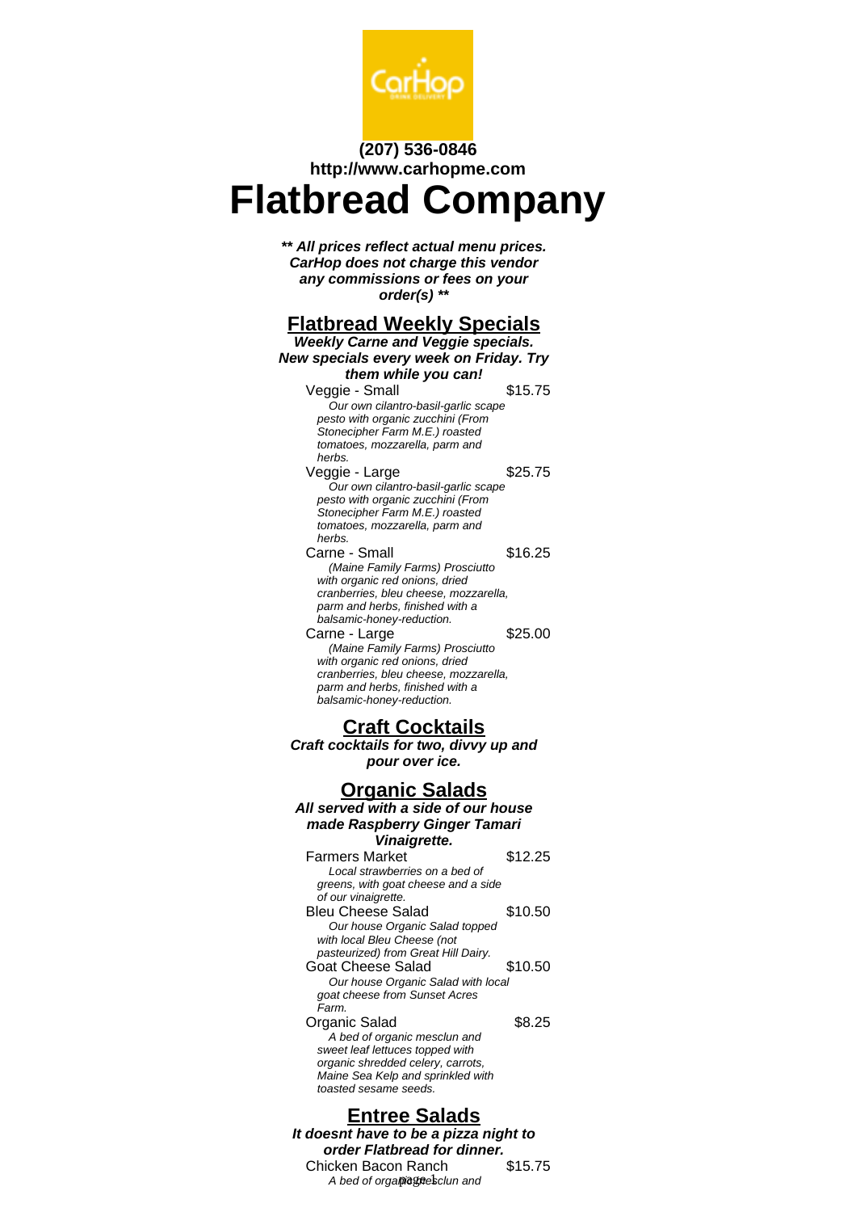**(207) 536-0846**
**http://www.carhopme.com**

# Flatbread Company

***\*\* All prices reflect actual menu prices. CarHop does not charge this vendor any commissions or fees on your order(s) \*\****

## Flatbread Weekly Specials

***Weekly Carne and Veggie specials. New specials every week on Friday. Try them while you can!***

Veggie - Small — $15.75
*Our own cilantro-basil-garlic scape pesto with organic zucchini (From Stonecipher Farm M.E.) roasted tomatoes, mozzarella, parm and herbs.*

Veggie - Large — $25.75
*Our own cilantro-basil-garlic scape pesto with organic zucchini (From Stonecipher Farm M.E.) roasted tomatoes, mozzarella, parm and herbs.*

Carne - Small — $16.25
*(Maine Family Farms) Prosciutto with organic red onions, dried cranberries, bleu cheese, mozzarella, parm and herbs, finished with a balsamic-honey-reduction.*

Carne - Large — $25.00
*(Maine Family Farms) Prosciutto with organic red onions, dried cranberries, bleu cheese, mozzarella, parm and herbs, finished with a balsamic-honey-reduction.*

## Craft Cocktails

***Craft cocktails for two, divvy up and pour over ice.***

## Organic Salads

***All served with a side of our house made Raspberry Ginger Tamari Vinaigrette.***

Farmers Market — $12.25
*Local strawberries on a bed of greens, with goat cheese and a side of our vinaigrette.*

Bleu Cheese Salad — $10.50
*Our house Organic Salad topped with local Bleu Cheese (not pasteurized) from Great Hill Dairy.*

Goat Cheese Salad — $10.50
*Our house Organic Salad with local goat cheese from Sunset Acres Farm.*

Organic Salad — $8.25
*A bed of organic mesclun and sweet leaf lettuces topped with organic shredded celery, carrots, Maine Sea Kelp and sprinkled with toasted sesame seeds.*

## Entree Salads

***It doesnt have to be a pizza night to order Flatbread for dinner.***

Chicken Bacon Ranch — $15.75
*A bed of organic mesclun and*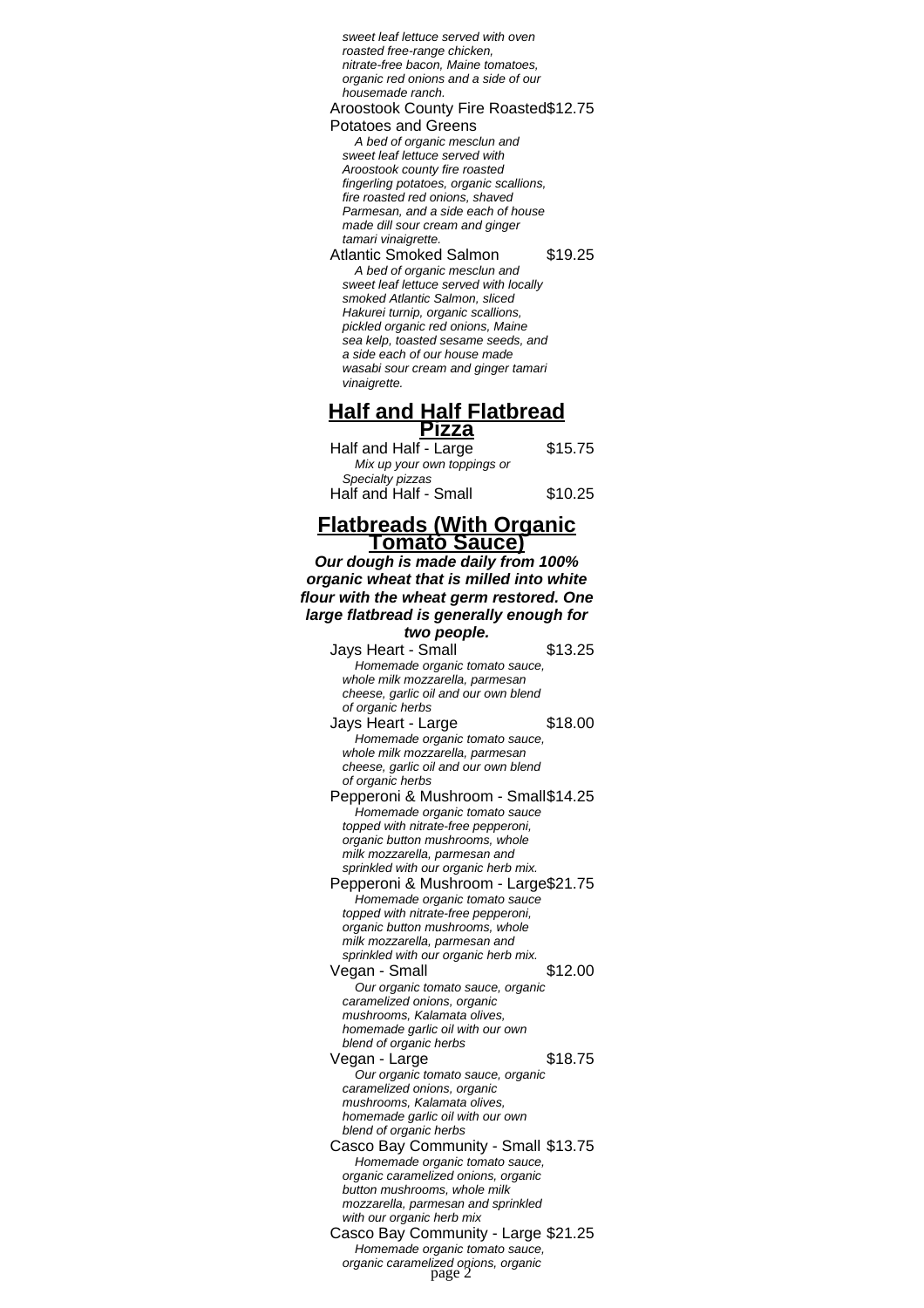*sweet leaf lettuce served with oven roasted free-range chicken, nitrate-free bacon, Maine tomatoes, organic red onions and a side of our housemade ranch.*

Aroostook County Fire Roasted Potatoes and Greens $12.75

*A bed of organic mesclun and sweet leaf lettuce served with Aroostook county fire roasted fingerling potatoes, organic scallions, fire roasted red onions, shaved Parmesan, and a side each of house made dill sour cream and ginger tamari vinaigrette.*

Atlantic Smoked Salmon $19.25

*A bed of organic mesclun and sweet leaf lettuce served with locally smoked Atlantic Salmon, sliced Hakurei turnip, organic scallions, pickled organic red onions, Maine sea kelp, toasted sesame seeds, and a side each of our house made wasabi sour cream and ginger tamari vinaigrette.*

## Half and Half Flatbread Pizza

Half and Half - Large $15.75

*Mix up your own toppings or Specialty pizzas*

Half and Half - Small $10.25

## Flatbreads (With Organic Tomato Sauce)

***Our dough is made daily from 100% organic wheat that is milled into white flour with the wheat germ restored. One large flatbread is generally enough for two people.***

Jays Heart - Small $13.25

*Homemade organic tomato sauce, whole milk mozzarella, parmesan cheese, garlic oil and our own blend of organic herbs*

Jays Heart - Large $18.00

*Homemade organic tomato sauce, whole milk mozzarella, parmesan cheese, garlic oil and our own blend of organic herbs*

Pepperoni & Mushroom - Small $14.25

*Homemade organic tomato sauce topped with nitrate-free pepperoni, organic button mushrooms, whole milk mozzarella, parmesan and sprinkled with our organic herb mix.*

Pepperoni & Mushroom - Large $21.75

*Homemade organic tomato sauce topped with nitrate-free pepperoni, organic button mushrooms, whole milk mozzarella, parmesan and sprinkled with our organic herb mix.*

Vegan - Small $12.00

*Our organic tomato sauce, organic caramelized onions, organic mushrooms, Kalamata olives, homemade garlic oil with our own blend of organic herbs*

Vegan - Large $18.75

*Our organic tomato sauce, organic caramelized onions, organic mushrooms, Kalamata olives, homemade garlic oil with our own blend of organic herbs*

Casco Bay Community - Small $13.75

*Homemade organic tomato sauce, organic caramelized onions, organic button mushrooms, whole milk mozzarella, parmesan and sprinkled with our organic herb mix*

Casco Bay Community - Large $21.25

*Homemade organic tomato sauce, organic caramelized onions, organic*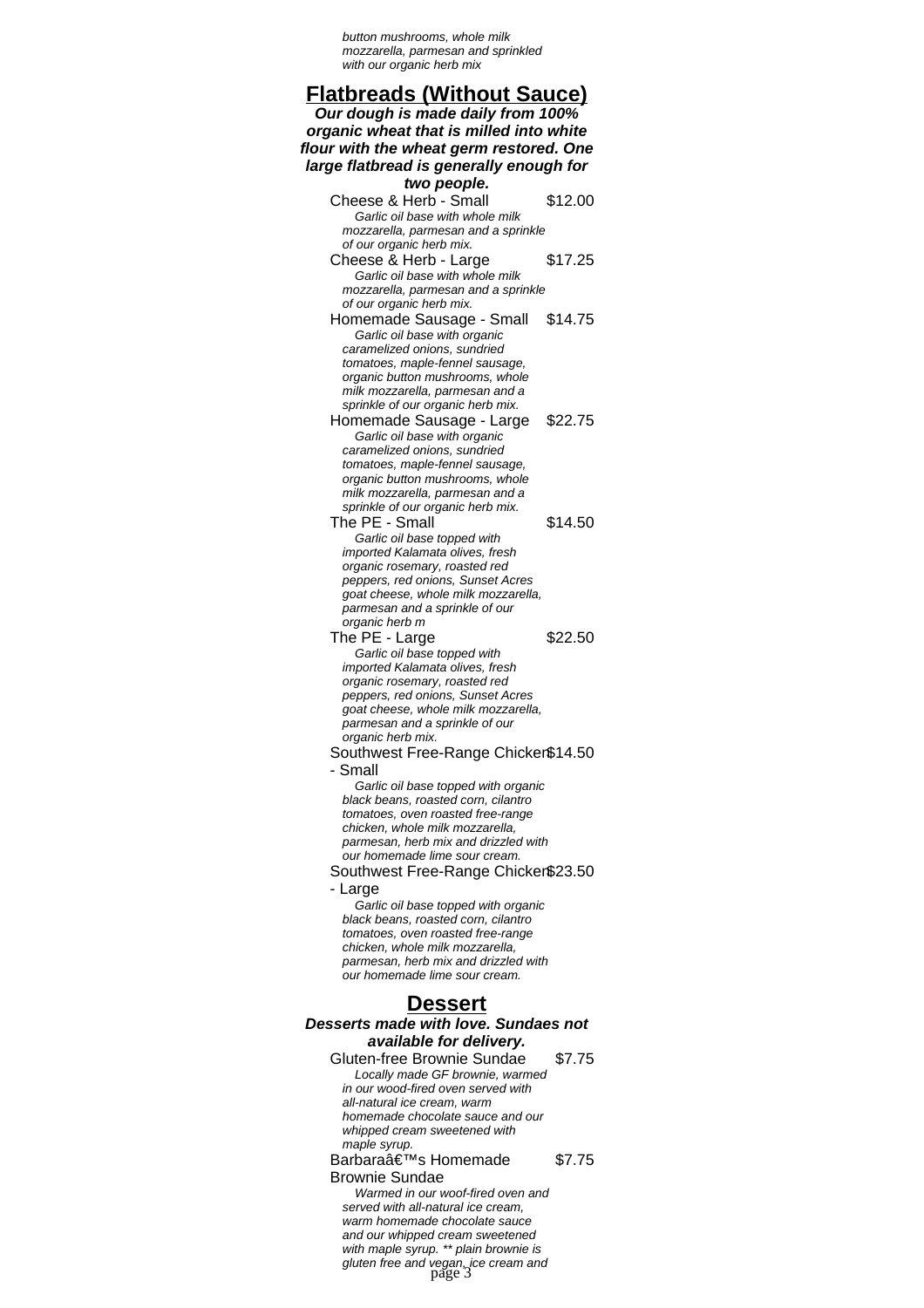*button mushrooms, whole milk mozzarella, parmesan and sprinkled with our organic herb mix*

## Flatbreads (Without Sauce)

***Our dough is made daily from 100% organic wheat that is milled into white flour with the wheat germ restored. One large flatbread is generally enough for two people.***

Cheese & Herb - Small $12.00
*Garlic oil base with whole milk mozzarella, parmesan and a sprinkle of our organic herb mix.*

Cheese & Herb - Large $17.25
*Garlic oil base with whole milk mozzarella, parmesan and a sprinkle of our organic herb mix.*

Homemade Sausage - Small $14.75
*Garlic oil base with organic caramelized onions, sundried tomatoes, maple-fennel sausage, organic button mushrooms, whole milk mozzarella, parmesan and a sprinkle of our organic herb mix.*

Homemade Sausage - Large $22.75
*Garlic oil base with organic caramelized onions, sundried tomatoes, maple-fennel sausage, organic button mushrooms, whole milk mozzarella, parmesan and a sprinkle of our organic herb mix.*

The PE - Small $14.50
*Garlic oil base topped with imported Kalamata olives, fresh organic rosemary, roasted red peppers, red onions, Sunset Acres goat cheese, whole milk mozzarella, parmesan and a sprinkle of our organic herb m*

The PE - Large $22.50
*Garlic oil base topped with imported Kalamata olives, fresh organic rosemary, roasted red peppers, red onions, Sunset Acres goat cheese, whole milk mozzarella, parmesan and a sprinkle of our organic herb mix.*

Southwest Free-Range Chicken - Small $14.50
*Garlic oil base topped with organic black beans, roasted corn, cilantro tomatoes, oven roasted free-range chicken, whole milk mozzarella, parmesan, herb mix and drizzled with our homemade lime sour cream.*

Southwest Free-Range Chicken - Large $23.50
*Garlic oil base topped with organic black beans, roasted corn, cilantro tomatoes, oven roasted free-range chicken, whole milk mozzarella, parmesan, herb mix and drizzled with our homemade lime sour cream.*

## Dessert

***Desserts made with love. Sundaes not available for delivery.***

Gluten-free Brownie Sundae $7.75
*Locally made GF brownie, warmed in our wood-fired oven served with all-natural ice cream, warm homemade chocolate sauce and our whipped cream sweetened with maple syrup.*

Barbaraâ€™s Homemade Brownie Sundae $7.75
*Warmed in our woof-fired oven and served with all-natural ice cream, warm homemade chocolate sauce and our whipped cream sweetened with maple syrup. ** plain brownie is gluten free and vegan, ice cream and*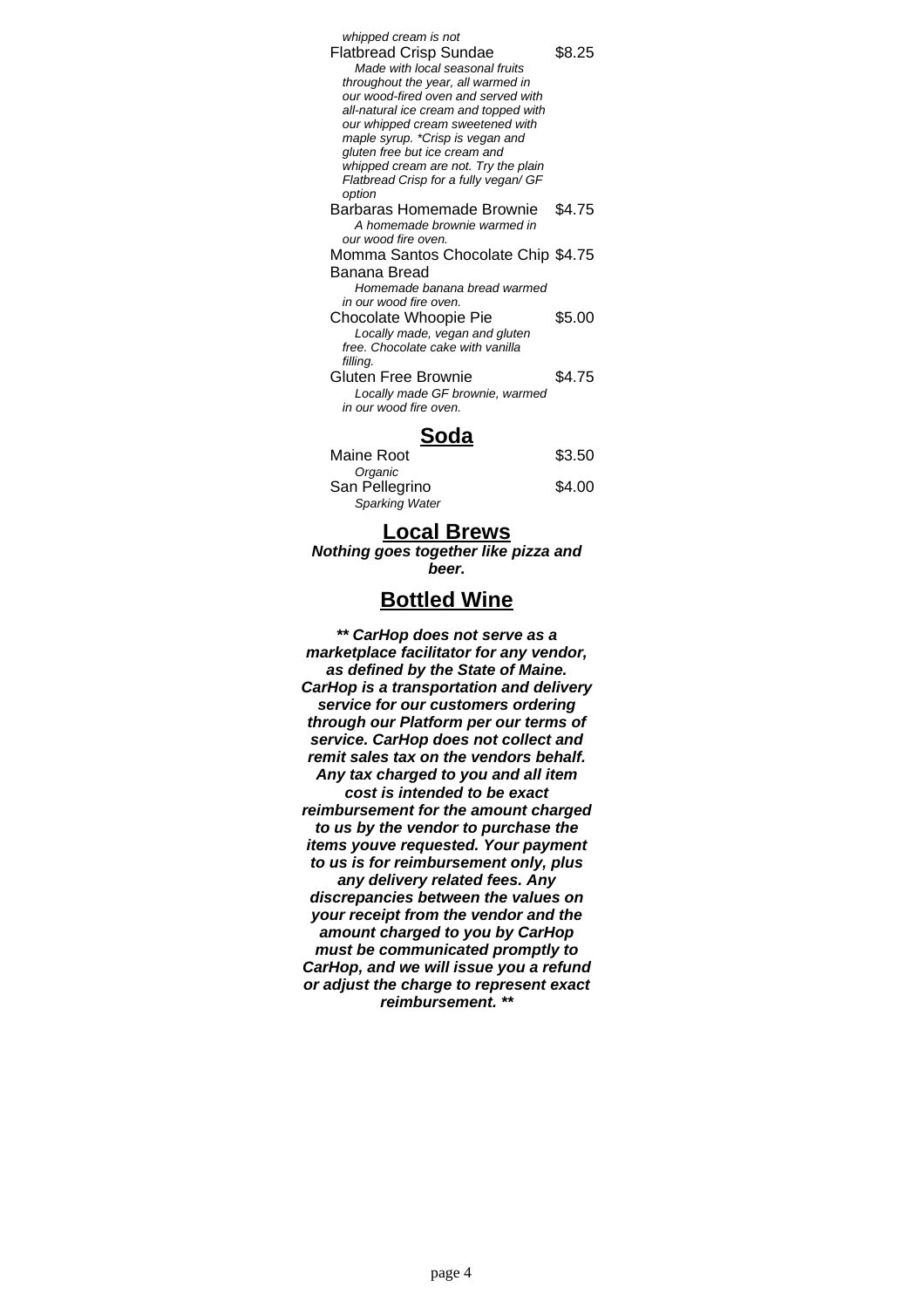*whipped cream is not*

Flatbread Crisp Sundae $8.25

*Made with local seasonal fruits throughout the year, all warmed in our wood-fired oven and served with all-natural ice cream and topped with our whipped cream sweetened with maple syrup. *Crisp is vegan and gluten free but ice cream and whipped cream are not. Try the plain Flatbread Crisp for a fully vegan/ GF option*

Barbaras Homemade Brownie $4.75

*A homemade brownie warmed in our wood fire oven.*

Momma Santos Chocolate Chip Banana Bread $4.75

*Homemade banana bread warmed in our wood fire oven.*

Chocolate Whoopie Pie $5.00

*Locally made, vegan and gluten free. Chocolate cake with vanilla filling.*

Gluten Free Brownie $4.75

*Locally made GF brownie, warmed in our wood fire oven.*

## Soda

Maine Root $3.50

*Organic*

San Pellegrino $4.00

*Sparking Water*

## Local Brews

***Nothing goes together like pizza and beer.***

## Bottled Wine

***** CarHop does not serve as a marketplace facilitator for any vendor, as defined by the State of Maine. CarHop is a transportation and delivery service for our customers ordering through our Platform per our terms of service. CarHop does not collect and remit sales tax on the vendors behalf. Any tax charged to you and all item cost is intended to be exact reimbursement for the amount charged to us by the vendor to purchase the items youve requested. Your payment to us is for reimbursement only, plus any delivery related fees. Any discrepancies between the values on your receipt from the vendor and the amount charged to you by CarHop must be communicated promptly to CarHop, and we will issue you a refund or adjust the charge to represent exact reimbursement. *****